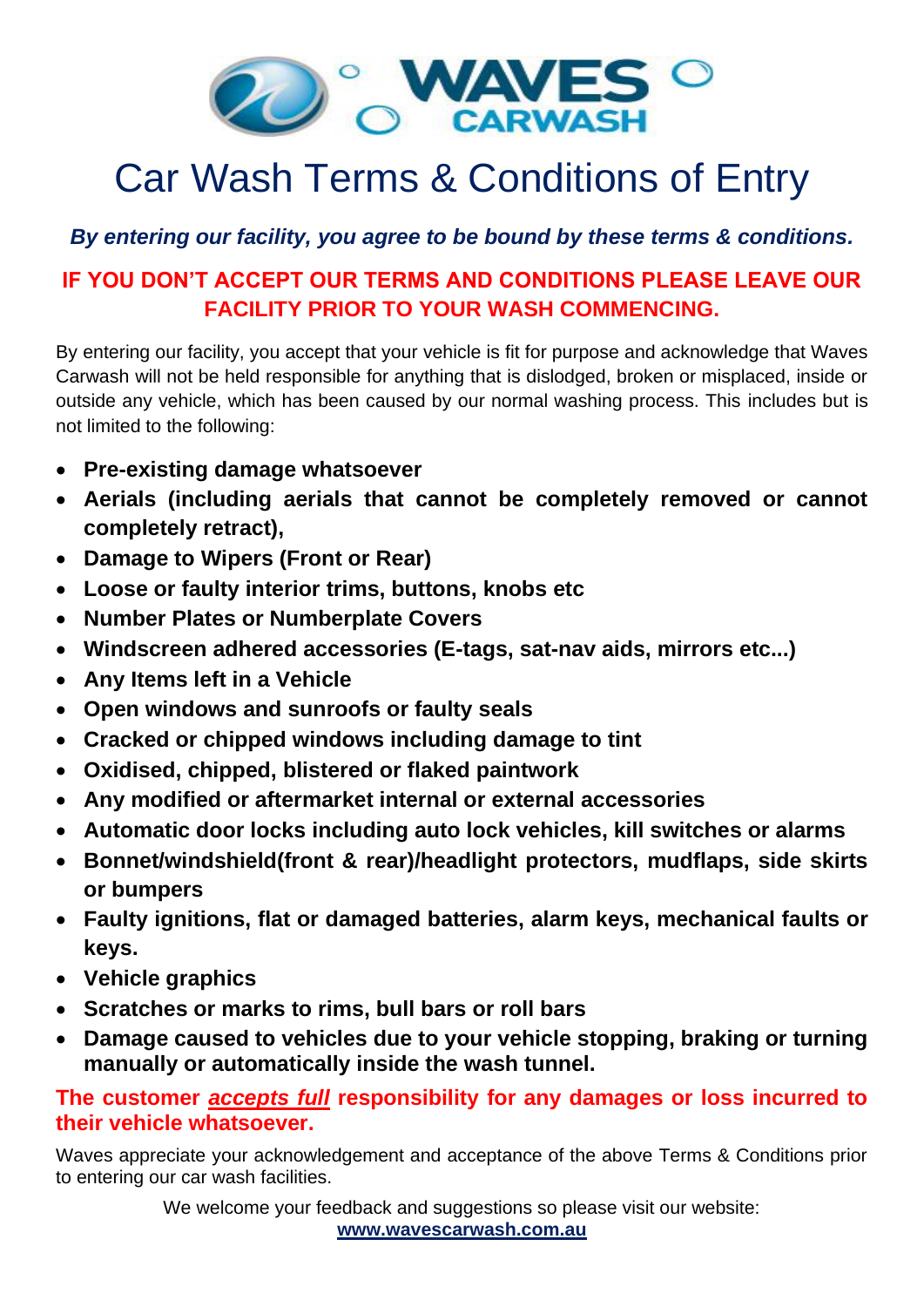WAVES CARWASH

# Car Wash Terms & Conditions of Entry

***By entering our facility, you agree to be bound by these terms & conditions.***

**IF YOU DON'T ACCEPT OUR TERMS AND CONDITIONS PLEASE LEAVE OUR FACILITY PRIOR TO YOUR WASH COMMENCING.**

By entering our facility, you accept that your vehicle is fit for purpose and acknowledge that Waves Carwash will not be held responsible for anything that is dislodged, broken or misplaced, inside or outside any vehicle, which has been caused by our normal washing process. This includes but is not limited to the following:

- **Pre-existing damage whatsoever**
- **Aerials (including aerials that cannot be completely removed or cannot completely retract),**
- **Damage to Wipers (Front or Rear)**
- **Loose or faulty interior trims, buttons, knobs etc**
- **Number Plates or Numberplate Covers**
- **Windscreen adhered accessories (E-tags, sat-nav aids, mirrors etc...)**
- **Any Items left in a Vehicle**
- **Open windows and sunroofs or faulty seals**
- **Cracked or chipped windows including damage to tint**
- **Oxidised, chipped, blistered or flaked paintwork**
- **Any modified or aftermarket internal or external accessories**
- **Automatic door locks including auto lock vehicles, kill switches or alarms**
- **Bonnet/windshield(front & rear)/headlight protectors, mudflaps, side skirts or bumpers**
- **Faulty ignitions, flat or damaged batteries, alarm keys, mechanical faults or keys.**
- **Vehicle graphics**
- **Scratches or marks to rims, bull bars or roll bars**
- **Damage caused to vehicles due to your vehicle stopping, braking or turning manually or automatically inside the wash tunnel.**

**The customer *accepts full* responsibility for any damages or loss incurred to their vehicle whatsoever.**

Waves appreciate your acknowledgement and acceptance of the above Terms & Conditions prior to entering our car wash facilities.

We welcome your feedback and suggestions so please visit our website: **www.wavescarwash.com.au**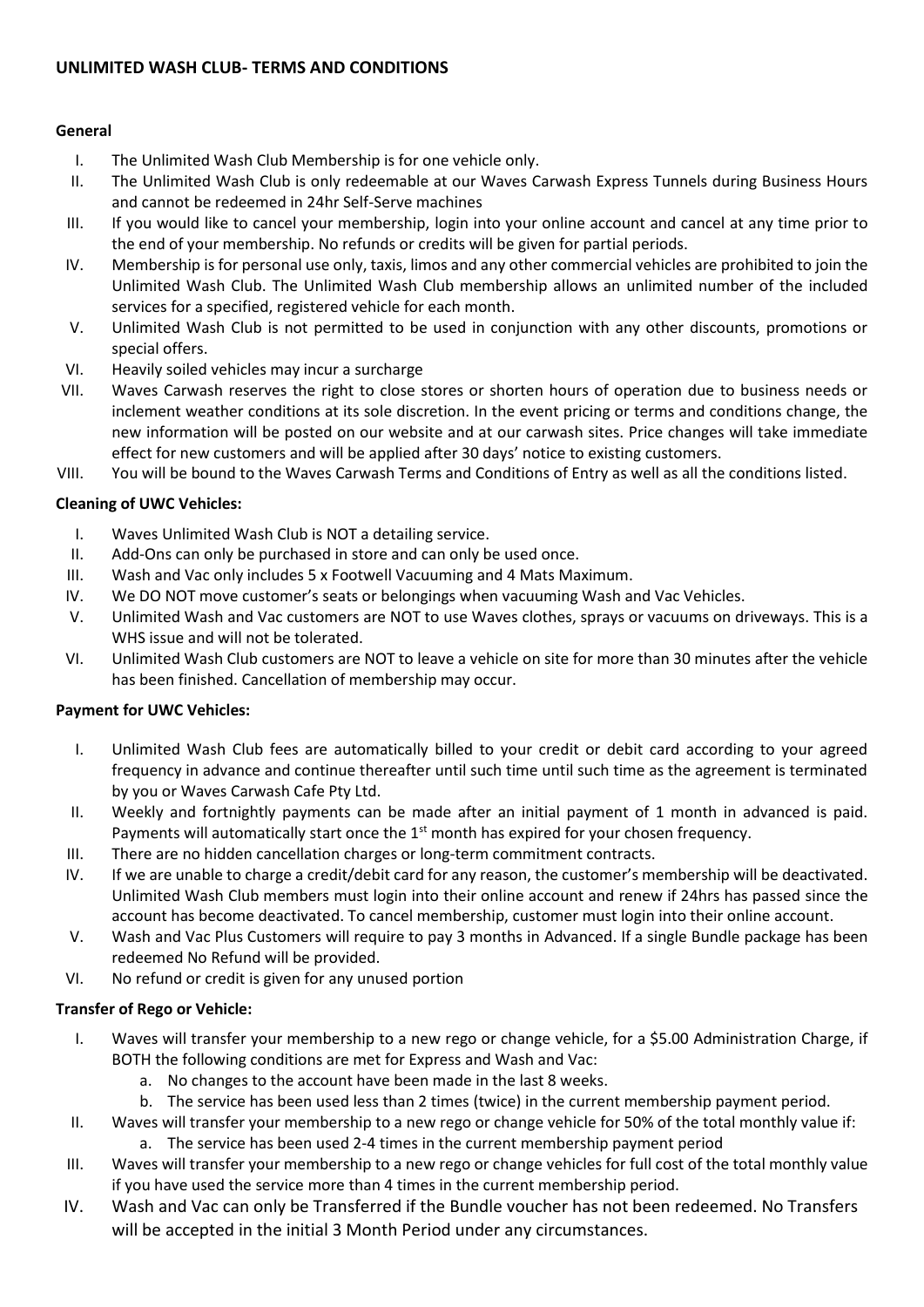## UNLIMITED WASH CLUB- TERMS AND CONDITIONS

### General

I. The Unlimited Wash Club Membership is for one vehicle only.

II. The Unlimited Wash Club is only redeemable at our Waves Carwash Express Tunnels during Business Hours and cannot be redeemed in 24hr Self-Serve machines

III. If you would like to cancel your membership, login into your online account and cancel at any time prior to the end of your membership. No refunds or credits will be given for partial periods.

IV. Membership is for personal use only, taxis, limos and any other commercial vehicles are prohibited to join the Unlimited Wash Club. The Unlimited Wash Club membership allows an unlimited number of the included services for a specified, registered vehicle for each month.

V. Unlimited Wash Club is not permitted to be used in conjunction with any other discounts, promotions or special offers.

VI. Heavily soiled vehicles may incur a surcharge

VII. Waves Carwash reserves the right to close stores or shorten hours of operation due to business needs or inclement weather conditions at its sole discretion. In the event pricing or terms and conditions change, the new information will be posted on our website and at our carwash sites. Price changes will take immediate effect for new customers and will be applied after 30 days' notice to existing customers.

VIII. You will be bound to the Waves Carwash Terms and Conditions of Entry as well as all the conditions listed.

### Cleaning of UWC Vehicles:

I. Waves Unlimited Wash Club is NOT a detailing service.

II. Add-Ons can only be purchased in store and can only be used once.

III. Wash and Vac only includes 5 x Footwell Vacuuming and 4 Mats Maximum.

IV. We DO NOT move customer's seats or belongings when vacuuming Wash and Vac Vehicles.

V. Unlimited Wash and Vac customers are NOT to use Waves clothes, sprays or vacuums on driveways. This is a WHS issue and will not be tolerated.

VI. Unlimited Wash Club customers are NOT to leave a vehicle on site for more than 30 minutes after the vehicle has been finished. Cancellation of membership may occur.

### Payment for UWC Vehicles:

I. Unlimited Wash Club fees are automatically billed to your credit or debit card according to your agreed frequency in advance and continue thereafter until such time until such time as the agreement is terminated by you or Waves Carwash Cafe Pty Ltd.

II. Weekly and fortnightly payments can be made after an initial payment of 1 month in advanced is paid. Payments will automatically start once the 1st month has expired for your chosen frequency.

III. There are no hidden cancellation charges or long-term commitment contracts.

IV. If we are unable to charge a credit/debit card for any reason, the customer's membership will be deactivated. Unlimited Wash Club members must login into their online account and renew if 24hrs has passed since the account has become deactivated. To cancel membership, customer must login into their online account.

V. Wash and Vac Plus Customers will require to pay 3 months in Advanced. If a single Bundle package has been redeemed No Refund will be provided.

VI. No refund or credit is given for any unused portion

### Transfer of Rego or Vehicle:

I. Waves will transfer your membership to a new rego or change vehicle, for a $5.00 Administration Charge, if BOTH the following conditions are met for Express and Wash and Vac:
   a. No changes to the account have been made in the last 8 weeks.
   b. The service has been used less than 2 times (twice) in the current membership payment period.

II. Waves will transfer your membership to a new rego or change vehicle for 50% of the total monthly value if:
   a. The service has been used 2-4 times in the current membership payment period

III. Waves will transfer your membership to a new rego or change vehicles for full cost of the total monthly value if you have used the service more than 4 times in the current membership period.

IV. Wash and Vac can only be Transferred if the Bundle voucher has not been redeemed. No Transfers will be accepted in the initial 3 Month Period under any circumstances.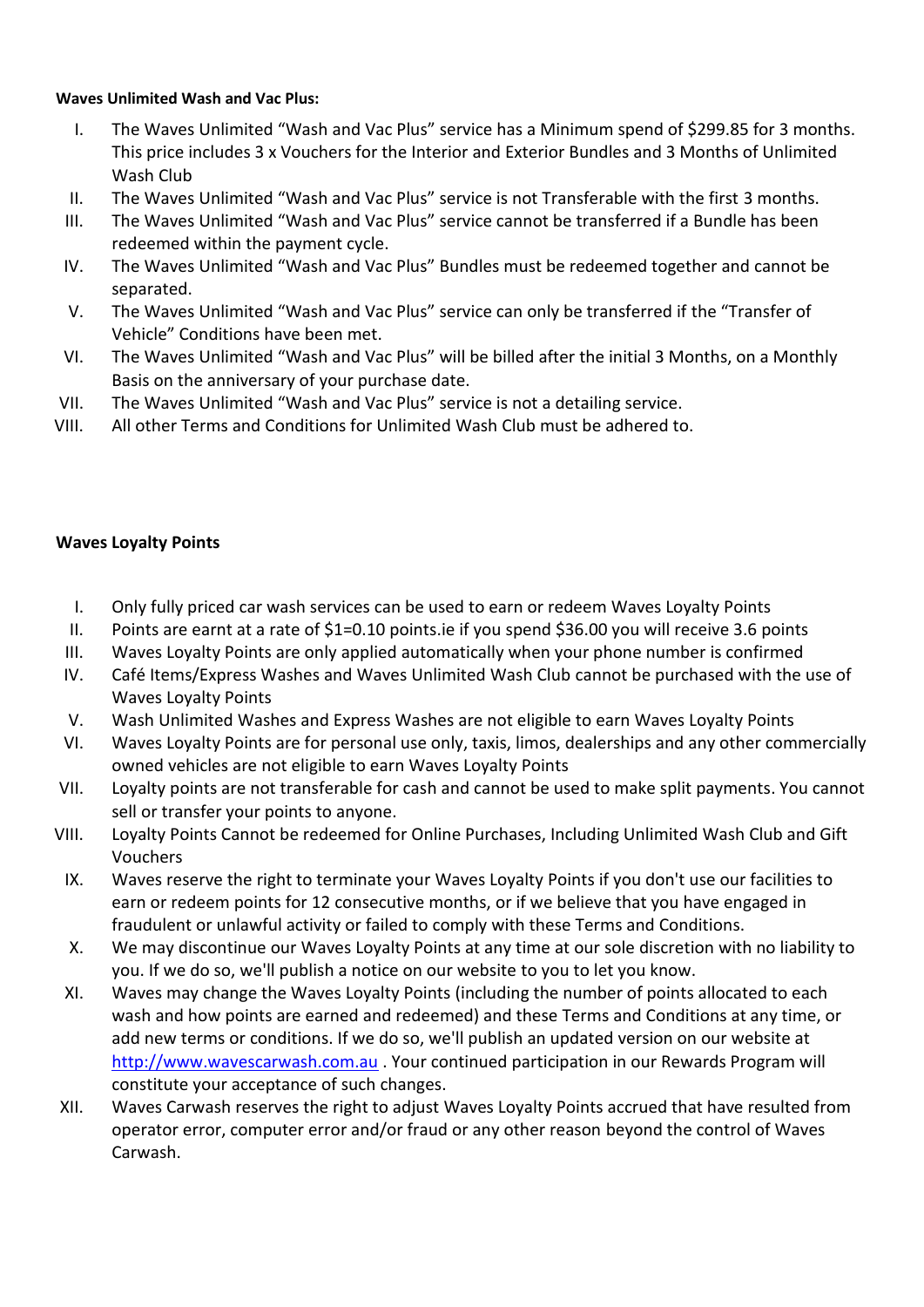**Waves Unlimited Wash and Vac Plus:**

I. The Waves Unlimited "Wash and Vac Plus" service has a Minimum spend of $299.85 for 3 months. This price includes 3 x Vouchers for the Interior and Exterior Bundles and 3 Months of Unlimited Wash Club
II. The Waves Unlimited "Wash and Vac Plus" service is not Transferable with the first 3 months.
III. The Waves Unlimited "Wash and Vac Plus" service cannot be transferred if a Bundle has been redeemed within the payment cycle.
IV. The Waves Unlimited "Wash and Vac Plus" Bundles must be redeemed together and cannot be separated.
V. The Waves Unlimited "Wash and Vac Plus" service can only be transferred if the "Transfer of Vehicle" Conditions have been met.
VI. The Waves Unlimited "Wash and Vac Plus" will be billed after the initial 3 Months, on a Monthly Basis on the anniversary of your purchase date.
VII. The Waves Unlimited "Wash and Vac Plus" service is not a detailing service.
VIII. All other Terms and Conditions for Unlimited Wash Club must be adhered to.

**Waves Loyalty Points**

I. Only fully priced car wash services can be used to earn or redeem Waves Loyalty Points
II. Points are earnt at a rate of $1=0.10 points.ie if you spend $36.00 you will receive 3.6 points
III. Waves Loyalty Points are only applied automatically when your phone number is confirmed
IV. Café Items/Express Washes and Waves Unlimited Wash Club cannot be purchased with the use of Waves Loyalty Points
V. Wash Unlimited Washes and Express Washes are not eligible to earn Waves Loyalty Points
VI. Waves Loyalty Points are for personal use only, taxis, limos, dealerships and any other commercially owned vehicles are not eligible to earn Waves Loyalty Points
VII. Loyalty points are not transferable for cash and cannot be used to make split payments. You cannot sell or transfer your points to anyone.
VIII. Loyalty Points Cannot be redeemed for Online Purchases, Including Unlimited Wash Club and Gift Vouchers
IX. Waves reserve the right to terminate your Waves Loyalty Points if you don't use our facilities to earn or redeem points for 12 consecutive months, or if we believe that you have engaged in fraudulent or unlawful activity or failed to comply with these Terms and Conditions.
X. We may discontinue our Waves Loyalty Points at any time at our sole discretion with no liability to you. If we do so, we'll publish a notice on our website to you to let you know.
XI. Waves may change the Waves Loyalty Points (including the number of points allocated to each wash and how points are earned and redeemed) and these Terms and Conditions at any time, or add new terms or conditions. If we do so, we'll publish an updated version on our website at [http://www.wavescarwash.com.au](http://www.wavescarwash.com.au) . Your continued participation in our Rewards Program will constitute your acceptance of such changes.
XII. Waves Carwash reserves the right to adjust Waves Loyalty Points accrued that have resulted from operator error, computer error and/or fraud or any other reason beyond the control of Waves Carwash.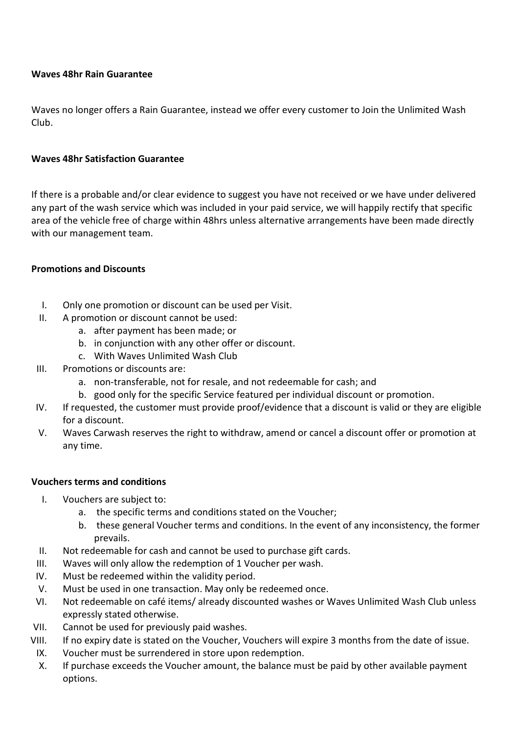**Waves 48hr Rain Guarantee**

Waves no longer offers a Rain Guarantee, instead we offer every customer to Join the Unlimited Wash Club.

**Waves 48hr Satisfaction Guarantee**

If there is a probable and/or clear evidence to suggest you have not received or we have under delivered any part of the wash service which was included in your paid service, we will happily rectify that specific area of the vehicle free of charge within 48hrs unless alternative arrangements have been made directly with our management team.

**Promotions and Discounts**

I. Only one promotion or discount can be used per Visit.
II. A promotion or discount cannot be used:
   a. after payment has been made; or
   b. in conjunction with any other offer or discount.
   c. With Waves Unlimited Wash Club
III. Promotions or discounts are:
   a. non-transferable, not for resale, and not redeemable for cash; and
   b. good only for the specific Service featured per individual discount or promotion.
IV. If requested, the customer must provide proof/evidence that a discount is valid or they are eligible for a discount.
V. Waves Carwash reserves the right to withdraw, amend or cancel a discount offer or promotion at any time.

**Vouchers terms and conditions**

I. Vouchers are subject to:
   a. the specific terms and conditions stated on the Voucher;
   b. these general Voucher terms and conditions. In the event of any inconsistency, the former prevails.
II. Not redeemable for cash and cannot be used to purchase gift cards.
III. Waves will only allow the redemption of 1 Voucher per wash.
IV. Must be redeemed within the validity period.
V. Must be used in one transaction. May only be redeemed once.
VI. Not redeemable on café items/ already discounted washes or Waves Unlimited Wash Club unless expressly stated otherwise.
VII. Cannot be used for previously paid washes.
VIII. If no expiry date is stated on the Voucher, Vouchers will expire 3 months from the date of issue.
IX. Voucher must be surrendered in store upon redemption.
X. If purchase exceeds the Voucher amount, the balance must be paid by other available payment options.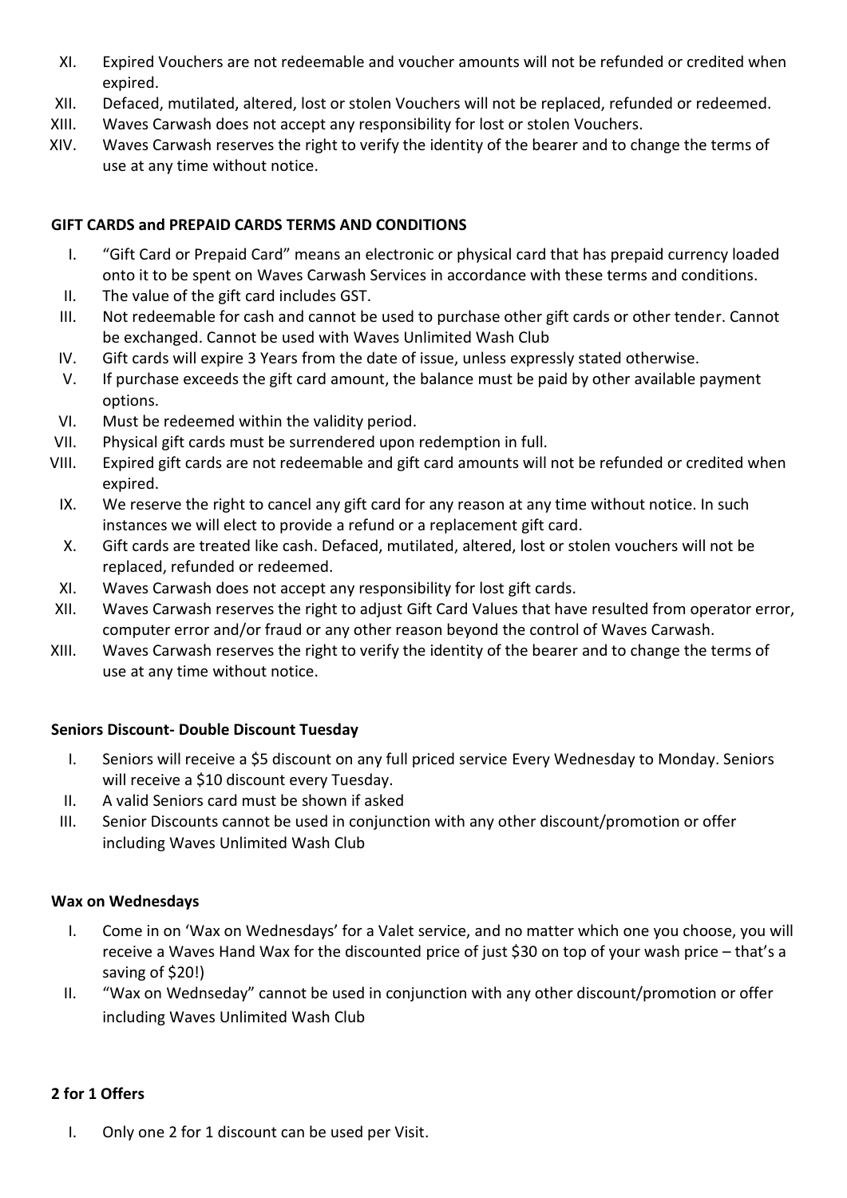XI. Expired Vouchers are not redeemable and voucher amounts will not be refunded or credited when expired.
XII. Defaced, mutilated, altered, lost or stolen Vouchers will not be replaced, refunded or redeemed.
XIII. Waves Carwash does not accept any responsibility for lost or stolen Vouchers.
XIV. Waves Carwash reserves the right to verify the identity of the bearer and to change the terms of use at any time without notice.

**GIFT CARDS and PREPAID CARDS TERMS AND CONDITIONS**

I. "Gift Card or Prepaid Card" means an electronic or physical card that has prepaid currency loaded onto it to be spent on Waves Carwash Services in accordance with these terms and conditions.
II. The value of the gift card includes GST.
III. Not redeemable for cash and cannot be used to purchase other gift cards or other tender. Cannot be exchanged. Cannot be used with Waves Unlimited Wash Club
IV. Gift cards will expire 3 Years from the date of issue, unless expressly stated otherwise.
V. If purchase exceeds the gift card amount, the balance must be paid by other available payment options.
VI. Must be redeemed within the validity period.
VII. Physical gift cards must be surrendered upon redemption in full.
VIII. Expired gift cards are not redeemable and gift card amounts will not be refunded or credited when expired.
IX. We reserve the right to cancel any gift card for any reason at any time without notice. In such instances we will elect to provide a refund or a replacement gift card.
X. Gift cards are treated like cash. Defaced, mutilated, altered, lost or stolen vouchers will not be replaced, refunded or redeemed.
XI. Waves Carwash does not accept any responsibility for lost gift cards.
XII. Waves Carwash reserves the right to adjust Gift Card Values that have resulted from operator error, computer error and/or fraud or any other reason beyond the control of Waves Carwash.
XIII. Waves Carwash reserves the right to verify the identity of the bearer and to change the terms of use at any time without notice.

**Seniors Discount- Double Discount Tuesday**

I. Seniors will receive a $5 discount on any full priced service Every Wednesday to Monday. Seniors will receive a $10 discount every Tuesday.
II. A valid Seniors card must be shown if asked
III. Senior Discounts cannot be used in conjunction with any other discount/promotion or offer including Waves Unlimited Wash Club

**Wax on Wednesdays**

I. Come in on 'Wax on Wednesdays' for a Valet service, and no matter which one you choose, you will receive a Waves Hand Wax for the discounted price of just $30 on top of your wash price – that's a saving of $20!)
II. "Wax on Wednseday" cannot be used in conjunction with any other discount/promotion or offer including Waves Unlimited Wash Club

**2 for 1 Offers**

I. Only one 2 for 1 discount can be used per Visit.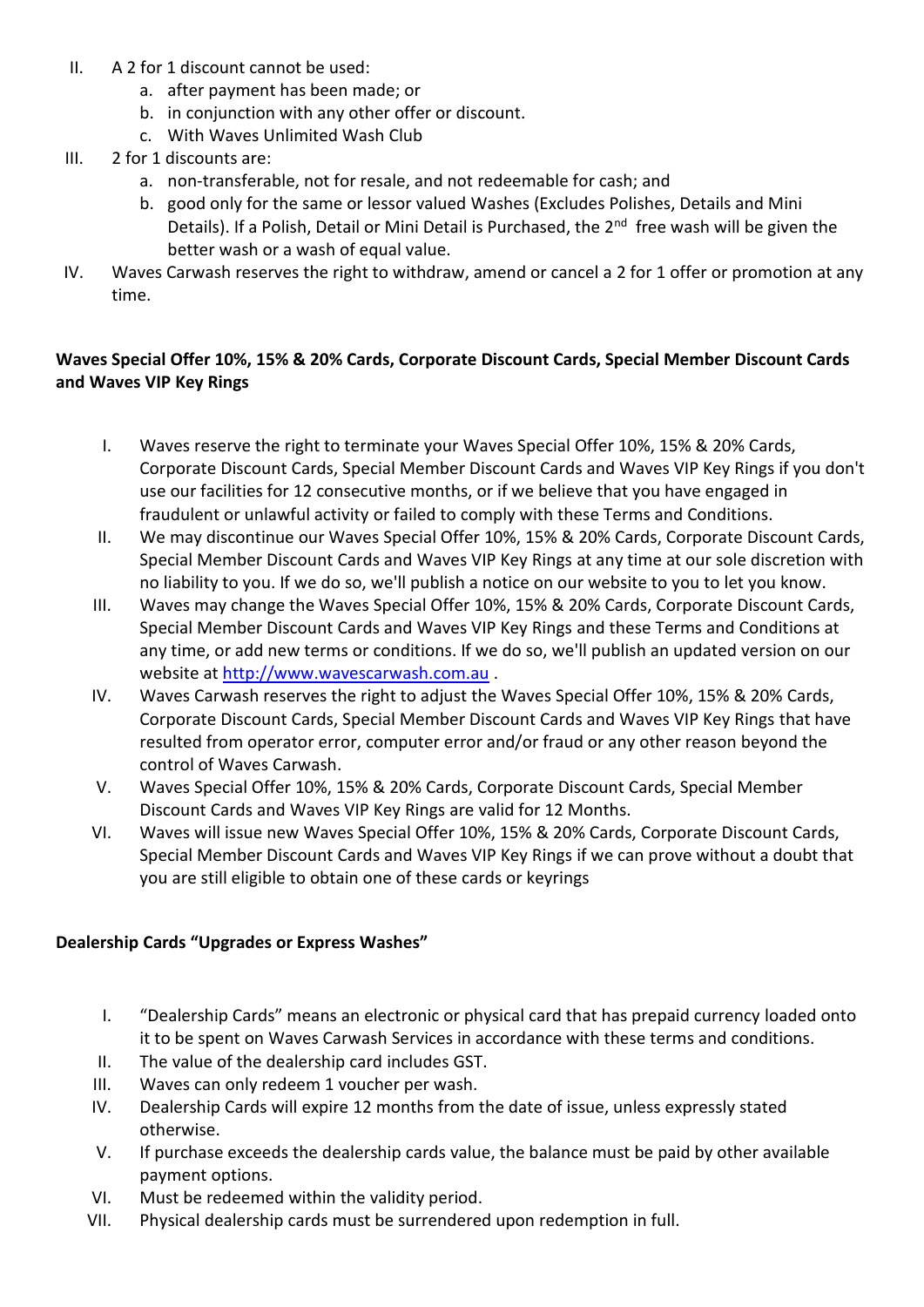II. A 2 for 1 discount cannot be used:
   a. after payment has been made; or
   b. in conjunction with any other offer or discount.
   c. With Waves Unlimited Wash Club
III. 2 for 1 discounts are:
   a. non-transferable, not for resale, and not redeemable for cash; and
   b. good only for the same or lessor valued Washes (Excludes Polishes, Details and Mini Details). If a Polish, Detail or Mini Detail is Purchased, the 2nd free wash will be given the better wash or a wash of equal value.
IV. Waves Carwash reserves the right to withdraw, amend or cancel a 2 for 1 offer or promotion at any time.

**Waves Special Offer 10%, 15% & 20% Cards, Corporate Discount Cards, Special Member Discount Cards and Waves VIP Key Rings**

I. Waves reserve the right to terminate your Waves Special Offer 10%, 15% & 20% Cards, Corporate Discount Cards, Special Member Discount Cards and Waves VIP Key Rings if you don't use our facilities for 12 consecutive months, or if we believe that you have engaged in fraudulent or unlawful activity or failed to comply with these Terms and Conditions.
II. We may discontinue our Waves Special Offer 10%, 15% & 20% Cards, Corporate Discount Cards, Special Member Discount Cards and Waves VIP Key Rings at any time at our sole discretion with no liability to you. If we do so, we'll publish a notice on our website to you to let you know.
III. Waves may change the Waves Special Offer 10%, 15% & 20% Cards, Corporate Discount Cards, Special Member Discount Cards and Waves VIP Key Rings and these Terms and Conditions at any time, or add new terms or conditions. If we do so, we'll publish an updated version on our website at http://www.wavescarwash.com.au .
IV. Waves Carwash reserves the right to adjust the Waves Special Offer 10%, 15% & 20% Cards, Corporate Discount Cards, Special Member Discount Cards and Waves VIP Key Rings that have resulted from operator error, computer error and/or fraud or any other reason beyond the control of Waves Carwash.
V. Waves Special Offer 10%, 15% & 20% Cards, Corporate Discount Cards, Special Member Discount Cards and Waves VIP Key Rings are valid for 12 Months.
VI. Waves will issue new Waves Special Offer 10%, 15% & 20% Cards, Corporate Discount Cards, Special Member Discount Cards and Waves VIP Key Rings if we can prove without a doubt that you are still eligible to obtain one of these cards or keyrings

**Dealership Cards "Upgrades or Express Washes"**

I. "Dealership Cards" means an electronic or physical card that has prepaid currency loaded onto it to be spent on Waves Carwash Services in accordance with these terms and conditions.
II. The value of the dealership card includes GST.
III. Waves can only redeem 1 voucher per wash.
IV. Dealership Cards will expire 12 months from the date of issue, unless expressly stated otherwise.
V. If purchase exceeds the dealership cards value, the balance must be paid by other available payment options.
VI. Must be redeemed within the validity period.
VII. Physical dealership cards must be surrendered upon redemption in full.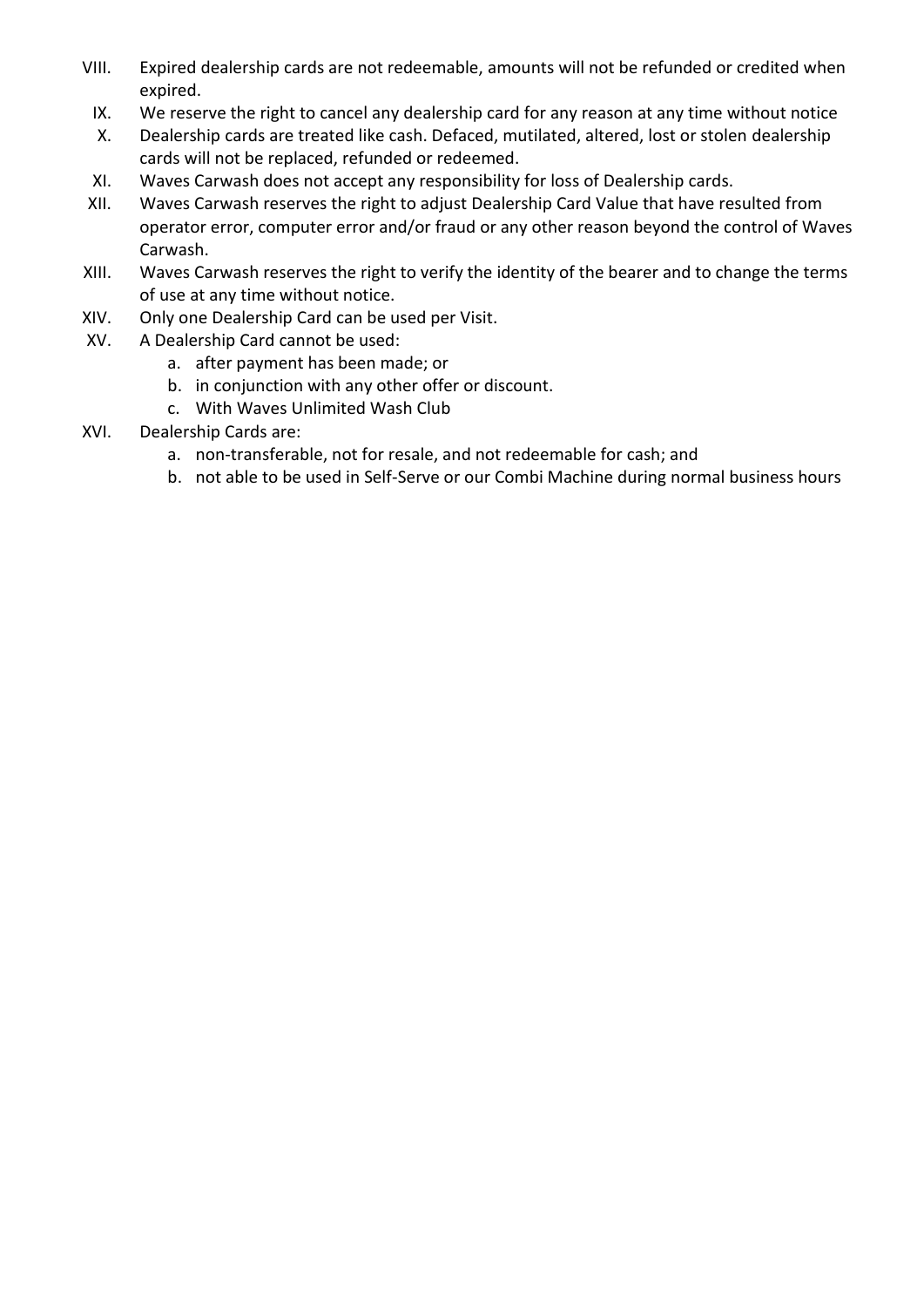VIII. Expired dealership cards are not redeemable, amounts will not be refunded or credited when expired.

IX. We reserve the right to cancel any dealership card for any reason at any time without notice

X. Dealership cards are treated like cash. Defaced, mutilated, altered, lost or stolen dealership cards will not be replaced, refunded or redeemed.

XI. Waves Carwash does not accept any responsibility for loss of Dealership cards.

XII. Waves Carwash reserves the right to adjust Dealership Card Value that have resulted from operator error, computer error and/or fraud or any other reason beyond the control of Waves Carwash.

XIII. Waves Carwash reserves the right to verify the identity of the bearer and to change the terms of use at any time without notice.

XIV. Only one Dealership Card can be used per Visit.

XV. A Dealership Card cannot be used:

  a. after payment has been made; or
  b. in conjunction with any other offer or discount.
  c. With Waves Unlimited Wash Club

XVI. Dealership Cards are:

  a. non-transferable, not for resale, and not redeemable for cash; and
  b. not able to be used in Self-Serve or our Combi Machine during normal business hours